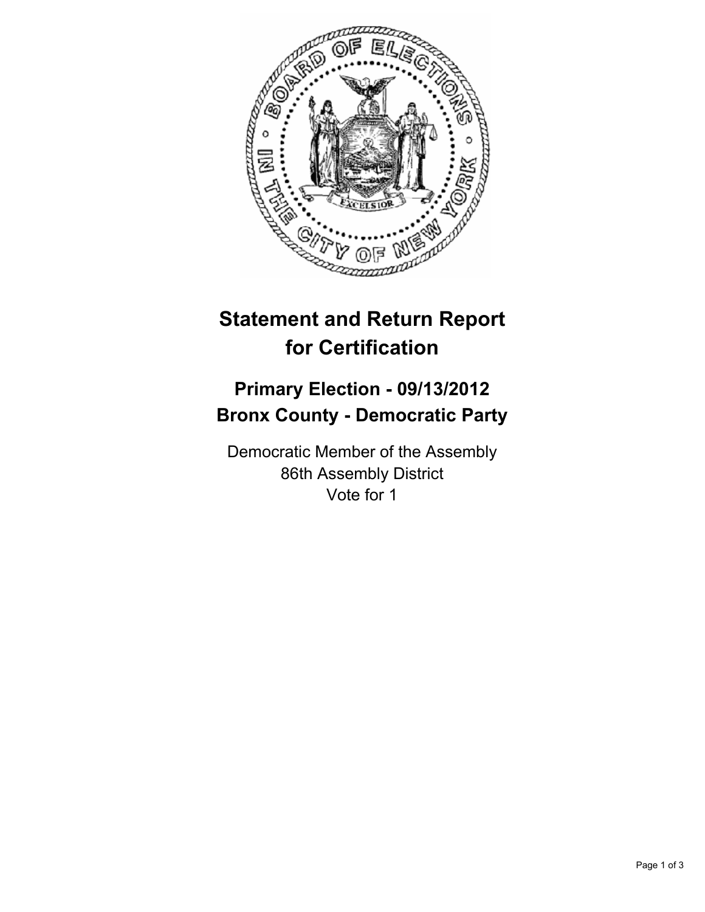# Statement and Return Report for Certification

## Primary Election - 09/13/2012
## Bronx County - Democratic Party

Democratic Member of the Assembly
86th Assembly District
Vote for 1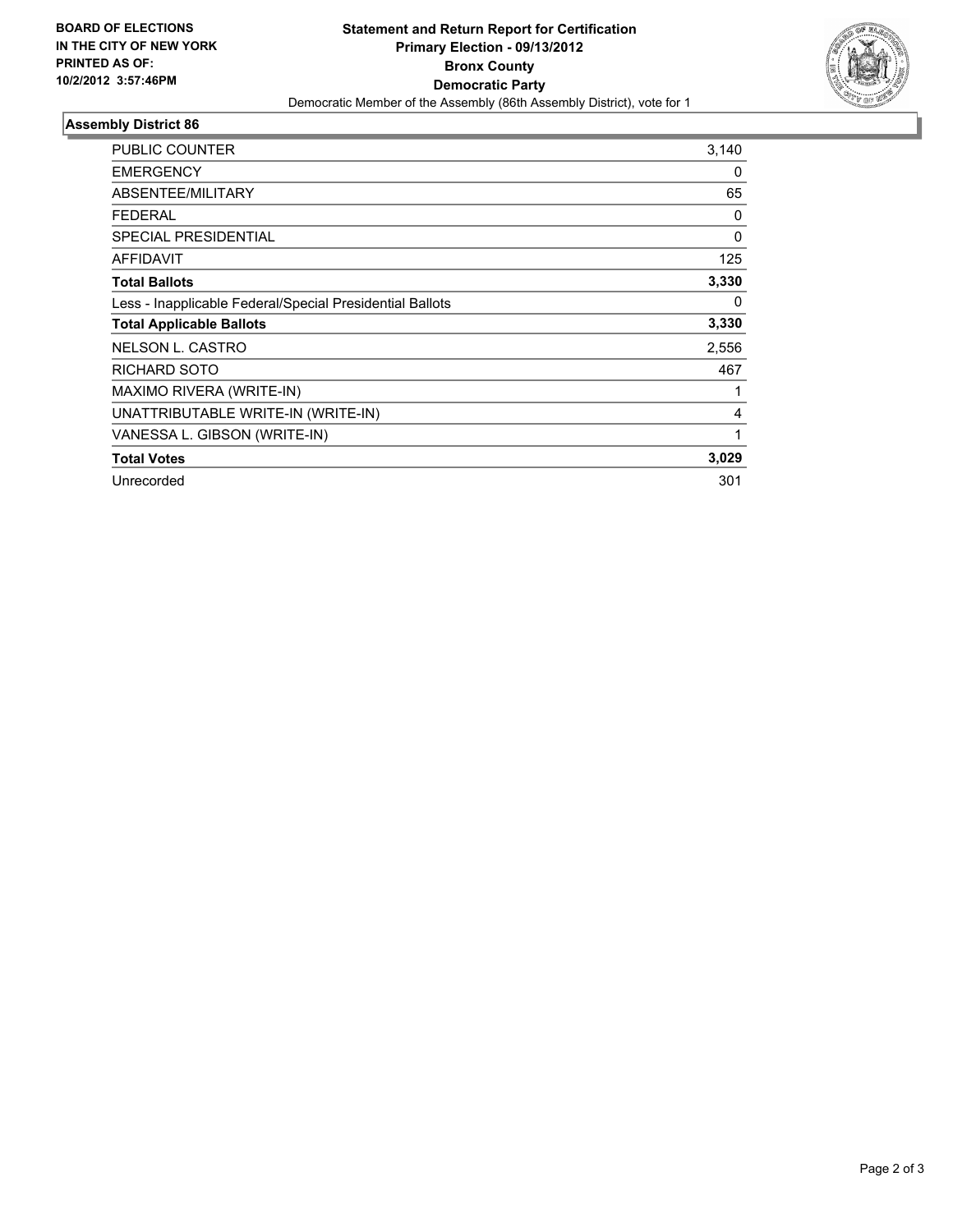**BOARD OF ELECTIONS IN THE CITY OF NEW YORK PRINTED AS OF: 10/2/2012 3:57:46PM**

**Statement and Return Report for Certification**
**Primary Election - 09/13/2012**
**Bronx County**
**Democratic Party**
Democratic Member of the Assembly (86th Assembly District), vote for 1

## Assembly District 86

| | |
|---|---|
| PUBLIC COUNTER | 3,140 |
| EMERGENCY | 0 |
| ABSENTEE/MILITARY | 65 |
| FEDERAL | 0 |
| SPECIAL PRESIDENTIAL | 0 |
| AFFIDAVIT | 125 |
| **Total Ballots** | **3,330** |
| Less - Inapplicable Federal/Special Presidential Ballots | 0 |
| **Total Applicable Ballots** | **3,330** |
| NELSON L. CASTRO | 2,556 |
| RICHARD SOTO | 467 |
| MAXIMO RIVERA (WRITE-IN) | 1 |
| UNATTRIBUTABLE WRITE-IN (WRITE-IN) | 4 |
| VANESSA L. GIBSON (WRITE-IN) | 1 |
| **Total Votes** | **3,029** |
| Unrecorded | 301 |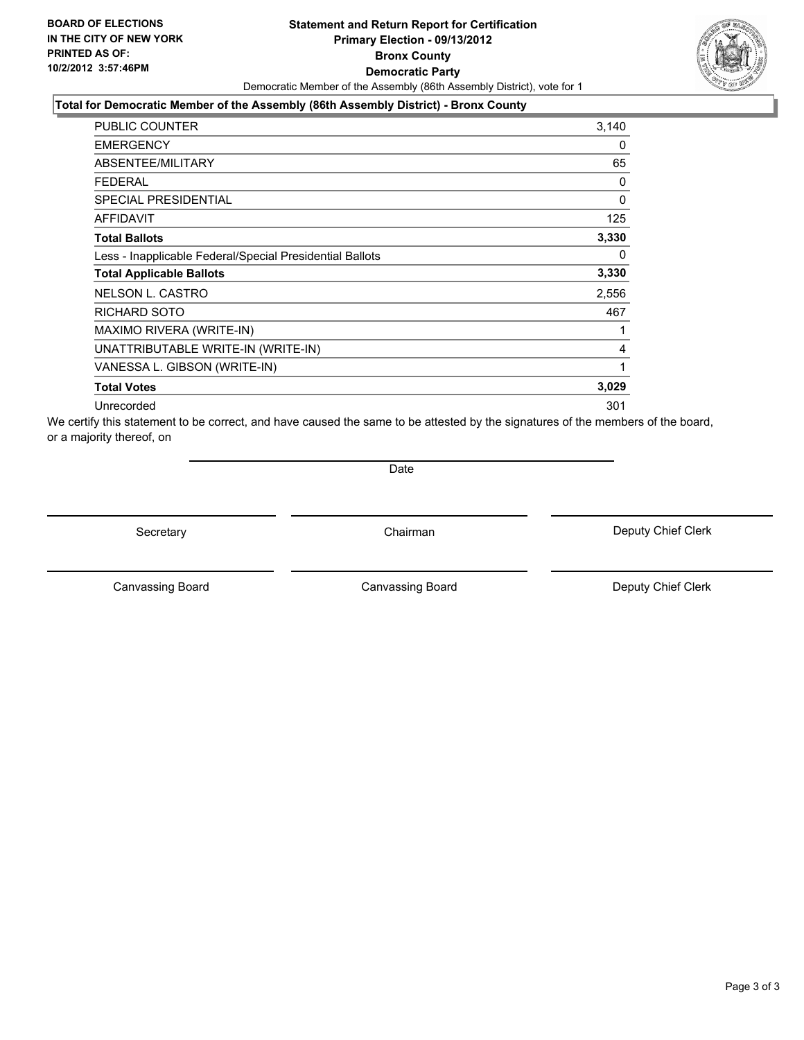**BOARD OF ELECTIONS IN THE CITY OF NEW YORK PRINTED AS OF: 10/2/2012 3:57:46PM**

# Statement and Return Report for Certification
## Primary Election - 09/13/2012
## Bronx County
## Democratic Party

Democratic Member of the Assembly (86th Assembly District), vote for 1

### Total for Democratic Member of the Assembly (86th Assembly District) - Bronx County

| | |
|---|---|
| PUBLIC COUNTER | 3,140 |
| EMERGENCY | 0 |
| ABSENTEE/MILITARY | 65 |
| FEDERAL | 0 |
| SPECIAL PRESIDENTIAL | 0 |
| AFFIDAVIT | 125 |
| **Total Ballots** | **3,330** |
| Less - Inapplicable Federal/Special Presidential Ballots | 0 |
| **Total Applicable Ballots** | **3,330** |
| NELSON L. CASTRO | 2,556 |
| RICHARD SOTO | 467 |
| MAXIMO RIVERA (WRITE-IN) | 1 |
| UNATTRIBUTABLE WRITE-IN (WRITE-IN) | 4 |
| VANESSA L. GIBSON (WRITE-IN) | 1 |
| **Total Votes** | **3,029** |
| Unrecorded | 301 |

We certify this statement to be correct, and have caused the same to be attested by the signatures of the members of the board, or a majority thereof, on

Date

Secretary

Chairman

Deputy Chief Clerk

Canvassing Board

Canvassing Board

Deputy Chief Clerk